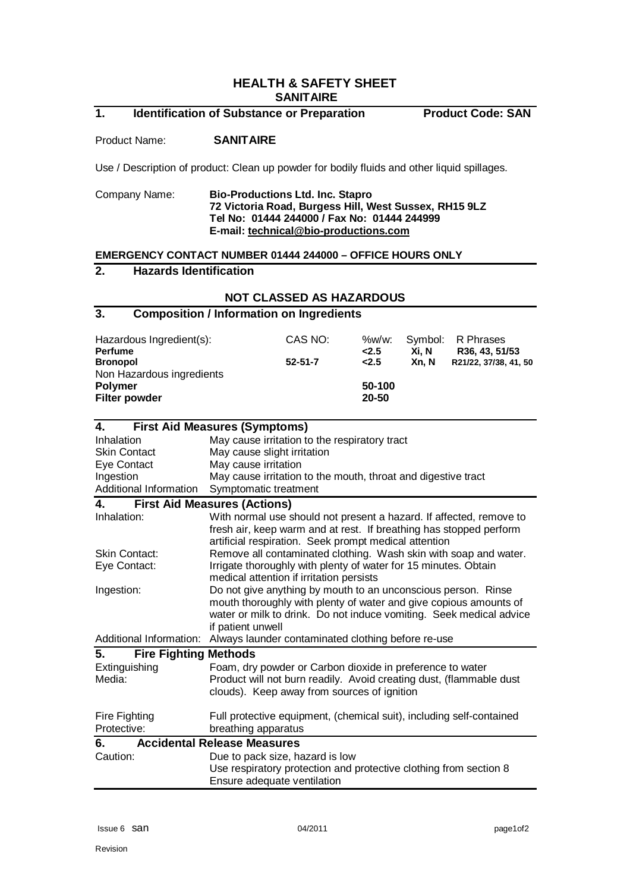# HEALTH & SAFETY SHEET
## SANITAIRE

## 1. Identification of Substance or Preparation — Product Code: SAN

Product Name: **SANITAIRE**

Use / Description of product: Clean up powder for bodily fluids and other liquid spillages.

Company Name: **Bio-Productions Ltd. Inc. Stapro**
**72 Victoria Road, Burgess Hill, West Sussex, RH15 9LZ**
**Tel No: 01444 244000 / Fax No: 01444 244999**
**E-mail: technical@bio-productions.com**

**EMERGENCY CONTACT NUMBER 01444 244000 – OFFICE HOURS ONLY**

## 2. Hazards Identification

**NOT CLASSED AS HAZARDOUS**

## 3. Composition / Information on Ingredients

| Hazardous Ingredient(s): | CAS NO: | %w/w: | Symbol: | R Phrases |
|---|---|---|---|---|
| **Perfume** | | **<2.5** | **Xi, N** | **R36, 43, 51/53** |
| **Bronopol** | **52-51-7** | **<2.5** | **Xn, N** | **R21/22, 37/38, 41, 50** |
| Non Hazardous ingredients | | | | |
| **Polymer** | | **50-100** | | |
| **Filter powder** | | **20-50** | | |

## 4. First Aid Measures (Symptoms)

| | |
|---|---|
| Inhalation | May cause irritation to the respiratory tract |
| Skin Contact | May cause slight irritation |
| Eye Contact | May cause irritation |
| Ingestion | May cause irritation to the mouth, throat and digestive tract |
| Additional Information | Symptomatic treatment |

## 4. First Aid Measures (Actions)

| | |
|---|---|
| Inhalation: | With normal use should not present a hazard. If affected, remove to fresh air, keep warm and at rest. If breathing has stopped perform artificial respiration. Seek prompt medical attention |
| Skin Contact: | Remove all contaminated clothing. Wash skin with soap and water. |
| Eye Contact: | Irrigate thoroughly with plenty of water for 15 minutes. Obtain medical attention if irritation persists |
| Ingestion: | Do not give anything by mouth to an unconscious person. Rinse mouth thoroughly with plenty of water and give copious amounts of water or milk to drink. Do not induce vomiting. Seek medical advice if patient unwell |
| Additional Information: | Always launder contaminated clothing before re-use |

## 5. Fire Fighting Methods

| | |
|---|---|
| Extinguishing Media: | Foam, dry powder or Carbon dioxide in preference to water. Product will not burn readily. Avoid creating dust, (flammable dust clouds). Keep away from sources of ignition |
| Fire Fighting Protective: | Full protective equipment, (chemical suit), including self-contained breathing apparatus |

## 6. Accidental Release Measures

| | |
|---|---|
| Caution: | Due to pack size, hazard is low. Use respiratory protection and protective clothing from section 8. Ensure adequate ventilation |

Issue 6 san — 04/2011

Revision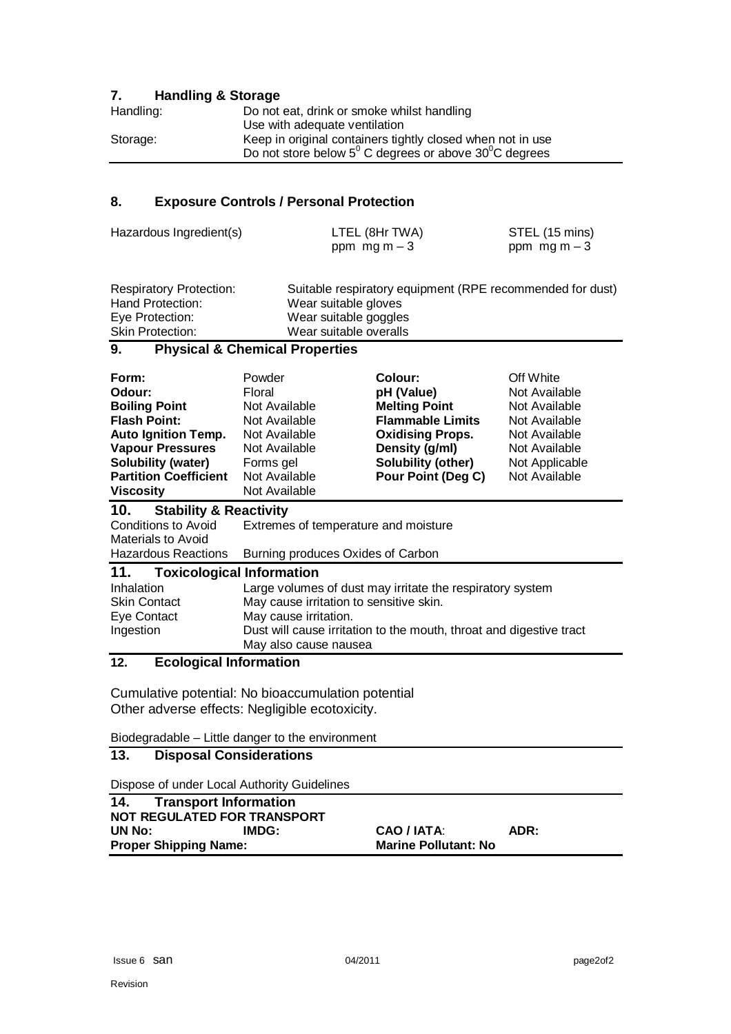## 7. Handling & Storage

| | |
|---|---|
| Handling: | Do not eat, drink or smoke whilst handling<br>Use with adequate ventilation |
| Storage: | Keep in original containers tightly closed when not in use<br>Do not store below $5^0$ C degrees or above $30^0$C degrees |

## 8. Exposure Controls / Personal Protection

| Hazardous Ingredient(s) | LTEL (8Hr TWA)<br>ppm mg m – 3 | STEL (15 mins)<br>ppm mg m – 3 |
|---|---|---|

| | |
|---|---|
| Respiratory Protection: | Suitable respiratory equipment (RPE recommended for dust) |
| Hand Protection: | Wear suitable gloves |
| Eye Protection: | Wear suitable goggles |
| Skin Protection: | Wear suitable overalls |

## 9. Physical & Chemical Properties

| | | | |
|---|---|---|---|
| **Form:** | Powder | **Colour:** | Off White |
| **Odour:** | Floral | **pH (Value)** | Not Available |
| **Boiling Point** | Not Available | **Melting Point** | Not Available |
| **Flash Point:** | Not Available | **Flammable Limits** | Not Available |
| **Auto Ignition Temp.** | Not Available | **Oxidising Props.** | Not Available |
| **Vapour Pressures** | Not Available | **Density (g/ml)** | Not Available |
| **Solubility (water)** | Forms gel | **Solubility (other)** | Not Applicable |
| **Partition Coefficient** | Not Available | **Pour Point (Deg C)** | Not Available |
| **Viscosity** | Not Available | | |

## 10. Stability & Reactivity

| | |
|---|---|
| Conditions to Avoid | Extremes of temperature and moisture |
| Materials to Avoid | |
| Hazardous Reactions | Burning produces Oxides of Carbon |

## 11. Toxicological Information

| | |
|---|---|
| Inhalation | Large volumes of dust may irritate the respiratory system |
| Skin Contact | May cause irritation to sensitive skin. |
| Eye Contact | May cause irritation. |
| Ingestion | Dust will cause irritation to the mouth, throat and digestive tract<br>May also cause nausea |

## 12. Ecological Information

Cumulative potential: No bioaccumulation potential
Other adverse effects: Negligible ecotoxicity.

Biodegradable – Little danger to the environment

## 13. Disposal Considerations

Dispose of under Local Authority Guidelines

## 14. Transport Information

**NOT REGULATED FOR TRANSPORT**

| **UN No:** | **IMDG:** | **CAO / IATA**: | **ADR:** |
|---|---|---|---|
| **Proper Shipping Name:** | | **Marine Pollutant: No** | |

Issue 6 san 04/2011

Revision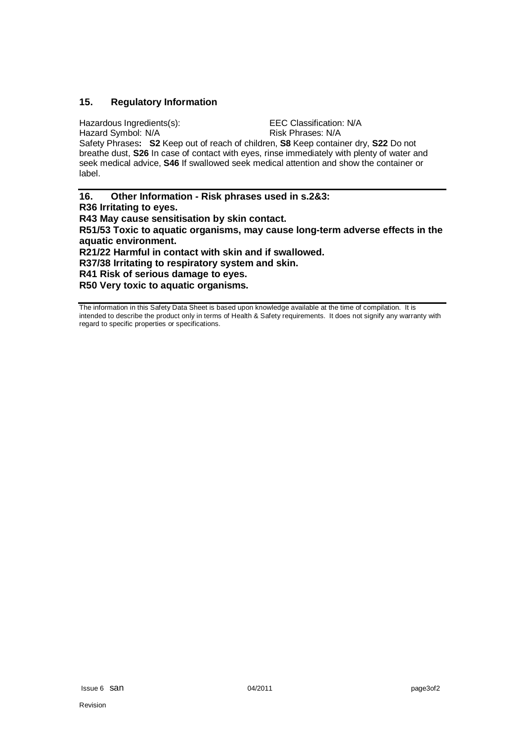## 15. Regulatory Information

Hazardous Ingredients(s): EEC Classification: N/A
Hazard Symbol: N/A Risk Phrases: N/A

Safety Phrases**:** **S2** Keep out of reach of children, **S8** Keep container dry, **S22** Do not breathe dust, **S26** In case of contact with eyes, rinse immediately with plenty of water and seek medical advice, **S46** If swallowed seek medical attention and show the container or label.

## 16. Other Information - Risk phrases used in s.2&3:

**R36 Irritating to eyes.**
**R43 May cause sensitisation by skin contact.**
**R51/53 Toxic to aquatic organisms, may cause long-term adverse effects in the aquatic environment.**
**R21/22 Harmful in contact with skin and if swallowed.**
**R37/38 Irritating to respiratory system and skin.**
**R41 Risk of serious damage to eyes.**
**R50 Very toxic to aquatic organisms.**

The information in this Safety Data Sheet is based upon knowledge available at the time of compilation. It is intended to describe the product only in terms of Health & Safety requirements. It does not signify any warranty with regard to specific properties or specifications.

Issue 6 san 04/2011

Revision